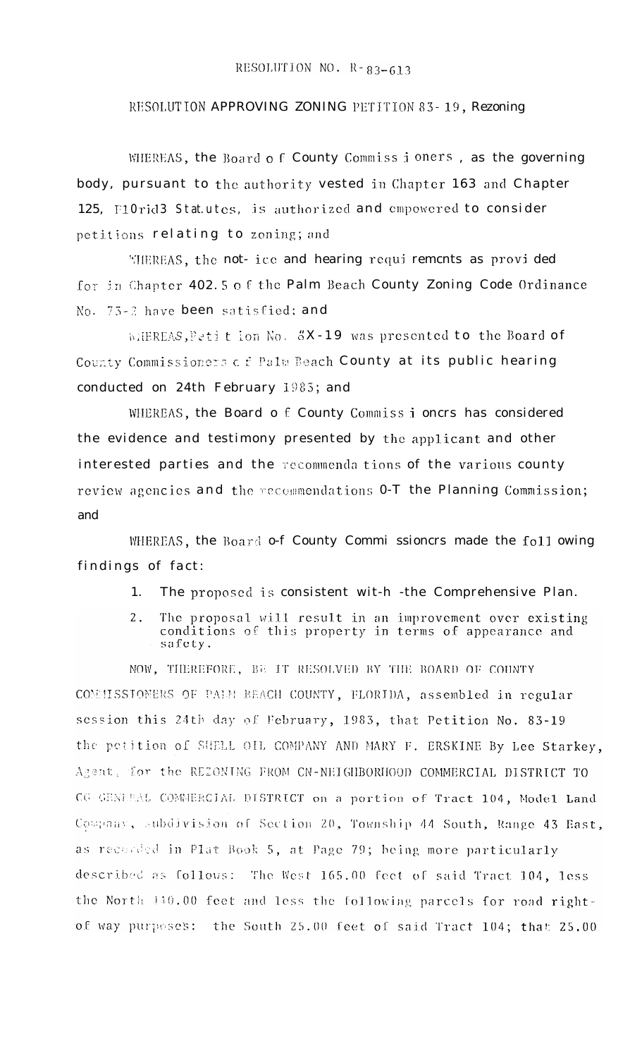RESOLUTION NO. R-83-613

RESOLUTION APPROVING ZONING PETITION 83-19, Rezoning

WHEREAS, the Board of County Commissioners, as the governing body, pursuant to the authority vested in Chapter 163 and Chapter 125, Florida Statutes, is authorized and empowered to consider petitions relating to zoning; and

WHEREAS, the notice and hearing requirements as provided for in Chapter 402.5 of the Palm Beach County Zoning Code Ordinance No. 73-2 have been satisfied; and

WHEREAS, Petition No. 83-19 was presented to the Board of County Commissioners of Palm Beach County at its public hearing conducted on 24th February 1983; and

WHEREAS, the Board of County Commissioners has considered the evidence and testimony presented by the applicant and other interested parties and the recommendations of the various county review agencies and the recommendations of the Planning Commission; and

WHEREAS, the Board of County Commissioners made the following findings of fact:

1. The proposed is consistent with the Comprehensive Plan.
2. The proposal will result in an improvement over existing conditions of this property in terms of appearance and safety.

NOW, THEREFORE, BE IT RESOLVED BY THE BOARD OF COUNTY COMMISSIONERS OF PALM BEACH COUNTY, FLORIDA, assembled in regular session this 24th day of February, 1983, that Petition No. 83-19 the petition of SHELL OIL COMPANY AND MARY F. ERSKINE By Lee Starkey, Agent, for the REZONING FROM CN-NEIGHBORHOOD COMMERCIAL DISTRICT TO CG GENERAL COMMERCIAL DISTRICT on a portion of Tract 104, Model Land Company, Subdivision of Section 20, Township 44 South, Range 43 East, as recorded in Plat Book 5, at Page 79; being more particularly described as follows: The West 165.00 feet of said Tract 104, less the North 140.00 feet and less the following parcels for road right-of way purposes: the South 25.00 feet of said Tract 104; that 25.00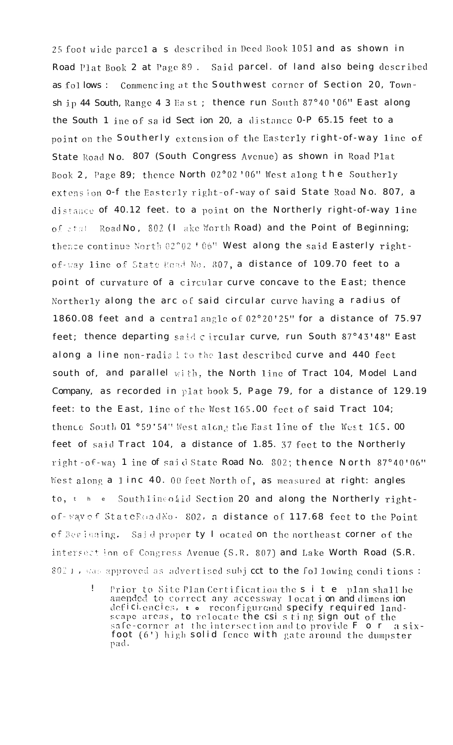25 foot wide parcel as described in Deed Book 1051 and as shown in Road Plat Book 2 at Page 89. Said parcel of land also being described as follows: Commencing at the Southwest corner of Section 20, Township 44 South, Range 43 East; thence run South 87°40'06" East along the South line of said Section 20, a distance 0-P 65.15 feet to a point on the Southerly extension of the Easterly right-of-way line of State Road No. 807 (South Congress Avenue) as shown in Road Plat Book 2, Page 89; thence North 02°02'06" West along the Southerly extension o-f the Easterly right-of-way of said State Road No. 807, a distance of 40.12 feet. to a point on the Northerly right-of-way line of said Road No, 802 (Lake Worth Road) and the Point of Beginning; thence continue North 02°02'06" West along the said Easterly right-of-way line of State Road No. 807, a distance of 109.70 feet to a point of curvature of a circular curve concave to the East; thence Northerly along the arc of said circular curve having a radius of 1860.08 feet and a central angle of 02°20'25" for a distance of 75.97 feet; thence departing said circular curve, run South 87°43'48" East along a line non-radial to the last described curve and 440 feet south of, and parallel with, the North line of Tract 104, Model Land Company, as recorded in plat book 5, Page 79, for a distance of 129.19 feet: to the East, line of the West 165.00 feet of said Tract 104; thence South 01°59'54" West along the East line of the West 165.00 feet of said Tract 104, a distance of 185.37 feet to the Northerly right-of-way line of said State Road No. 802; thence North 87°40'06" West along a line 40.00 feet North of, as measured at right angles to, the South line of said Section 20 and along the Northerly right-of-way of State Road No. 802, a distance of 117.68 feet to the Point of Beginning. Said property located on the northeast corner of the intersection of Congress Avenue (S.R. 807) and Lake Worth Road (S.R. 802), was approved as advertised subject to the following conditions:

1. Prior to Site Plan Certification the site plan shall be amended to correct any accessway location and dimension deficiencies, to reconfigure and specify required landscape areas, to relocate the existing sign out of the safe-corner at the intersection and to provide for a six-foot (6') high solid fence with gate around the dumpster pad.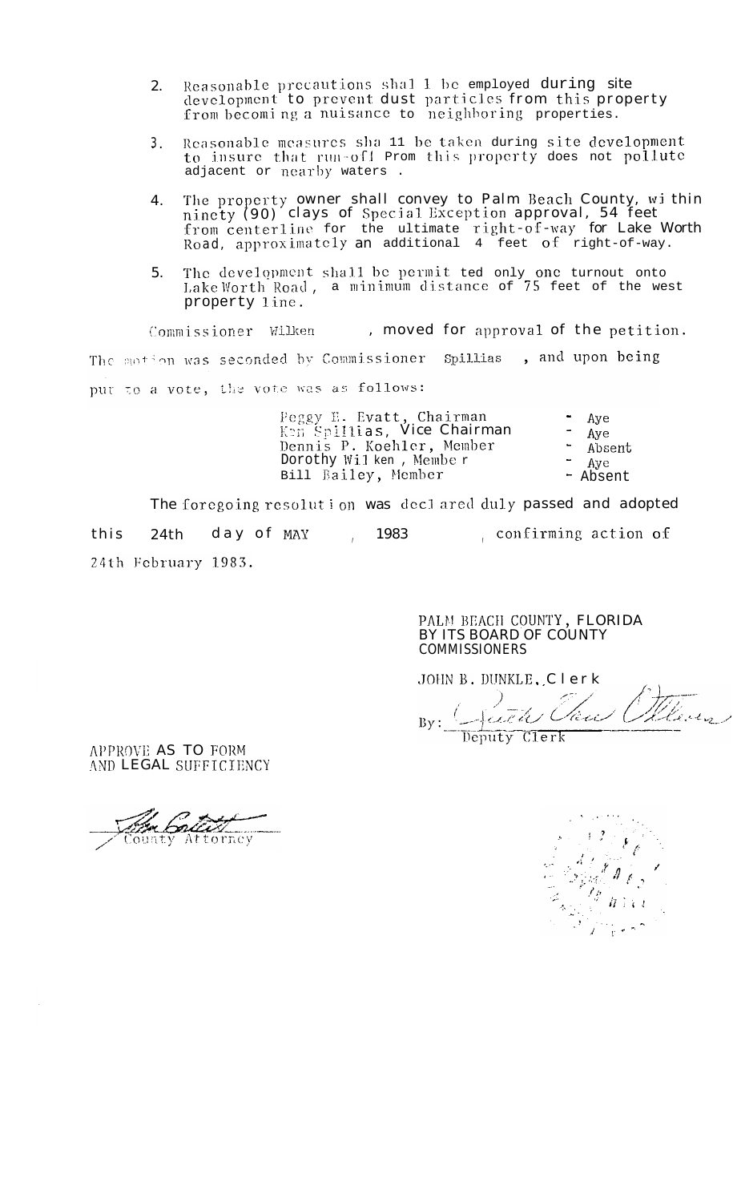2. Reasonable precautions shall be employed during site development to prevent dust particles from this property from becoming a nuisance to neighboring properties.

3. Reasonable measures shall be taken during site development to insure that run-off from this property does not pollute adjacent or nearby waters .

4. The property owner shall convey to Palm Beach County, within ninety (90) days of Special Exception approval, 54 feet from centerline for the ultimate right-of-way for Lake Worth Road, approximately an additional 4 feet of right-of-way.

5. The development shall be permitted only one turnout onto Lake Worth Road, a minimum distance of 75 feet of the west property line.

Commissioner Wilken , moved for approval of the petition. The motion was seconded by Commissioner Spillias , and upon being put to a vote, the vote was as follows:

| | |
|---|---|
| Peggy E. Evatt, Chairman | - Aye |
| Ken Spillias, Vice Chairman | - Aye |
| Dennis P. Koehler, Member | - Absent |
| Dorothy Wilken, Member | - Aye |
| Bill Bailey, Member | - Absent |

The foregoing resolution was declared duly passed and adopted this 24th day of MAY , 1983 , confirming action of 24th February 1983.

PALM BEACH COUNTY, FLORIDA
BY ITS BOARD OF COUNTY COMMISSIONERS

JOHN B. DUNKLE, Clerk

By: ______________________
Deputy Clerk

APPROVE AS TO FORM
AND LEGAL SUFFICIENCY

______________________
County Attorney